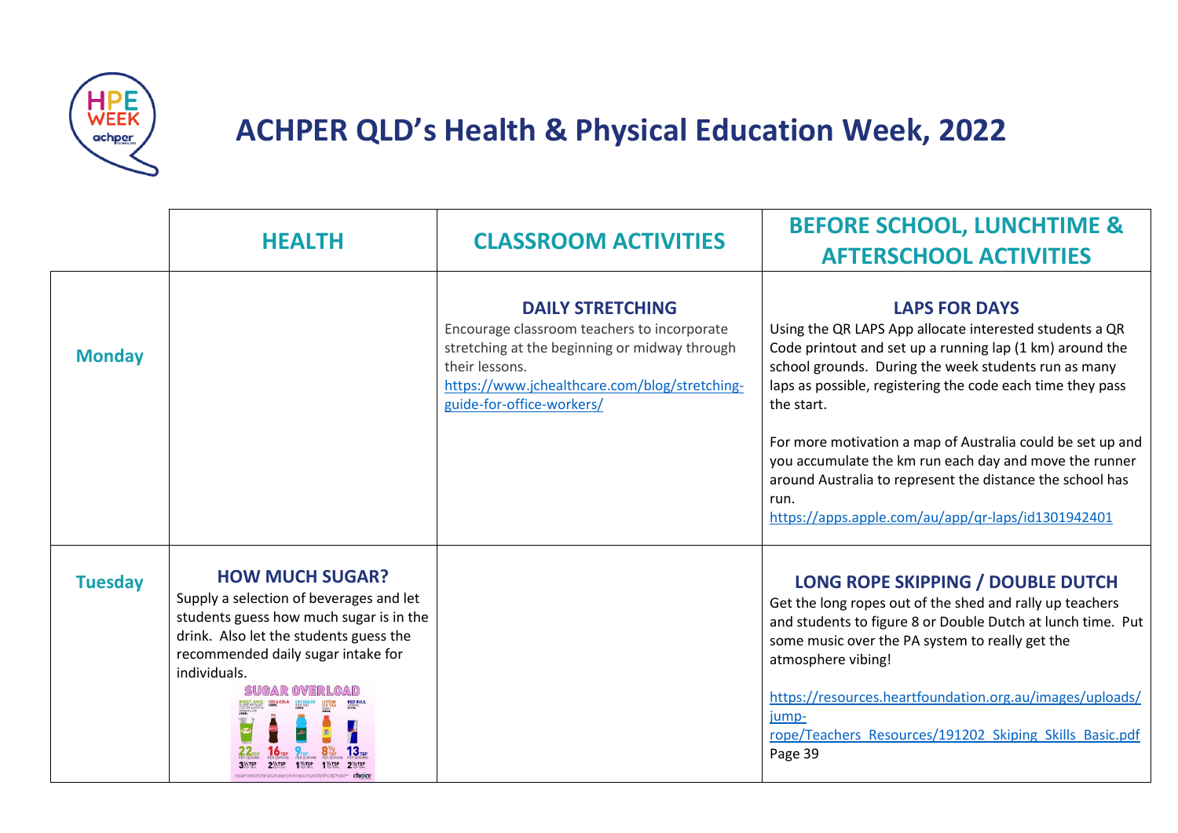# ACHPER QLD's Health & Physical Education Week, 2022

| | HEALTH | CLASSROOM ACTIVITIES | BEFORE SCHOOL, LUNCHTIME & AFTERSCHOOL ACTIVITIES |
|---|---|---|---|
| **Monday** | | **DAILY STRETCHING**<br>Encourage classroom teachers to incorporate stretching at the beginning or midway through their lessons.<br>https://www.jchealthcare.com/blog/stretching-guide-for-office-workers/ | **LAPS FOR DAYS**<br>Using the QR LAPS App allocate interested students a QR Code printout and set up a running lap (1 km) around the school grounds. During the week students run as many laps as possible, registering the code each time they pass the start.<br><br>For more motivation a map of Australia could be set up and you accumulate the km run each day and move the runner around Australia to represent the distance the school has run.<br>https://apps.apple.com/au/app/qr-laps/id1301942401 |
| **Tuesday** | **HOW MUCH SUGAR?**<br>Supply a selection of beverages and let students guess how much sugar is in the drink. Also let the students guess the recommended daily sugar intake for individuals. | | **LONG ROPE SKIPPING / DOUBLE DUTCH**<br>Get the long ropes out of the shed and rally up teachers and students to figure 8 or Double Dutch at lunch time. Put some music over the PA system to really get the atmosphere vibing!<br><br>https://resources.heartfoundation.org.au/images/uploads/jump-rope/Teachers_Resources/191202_Skiping_Skills_Basic.pdf<br>Page 39 |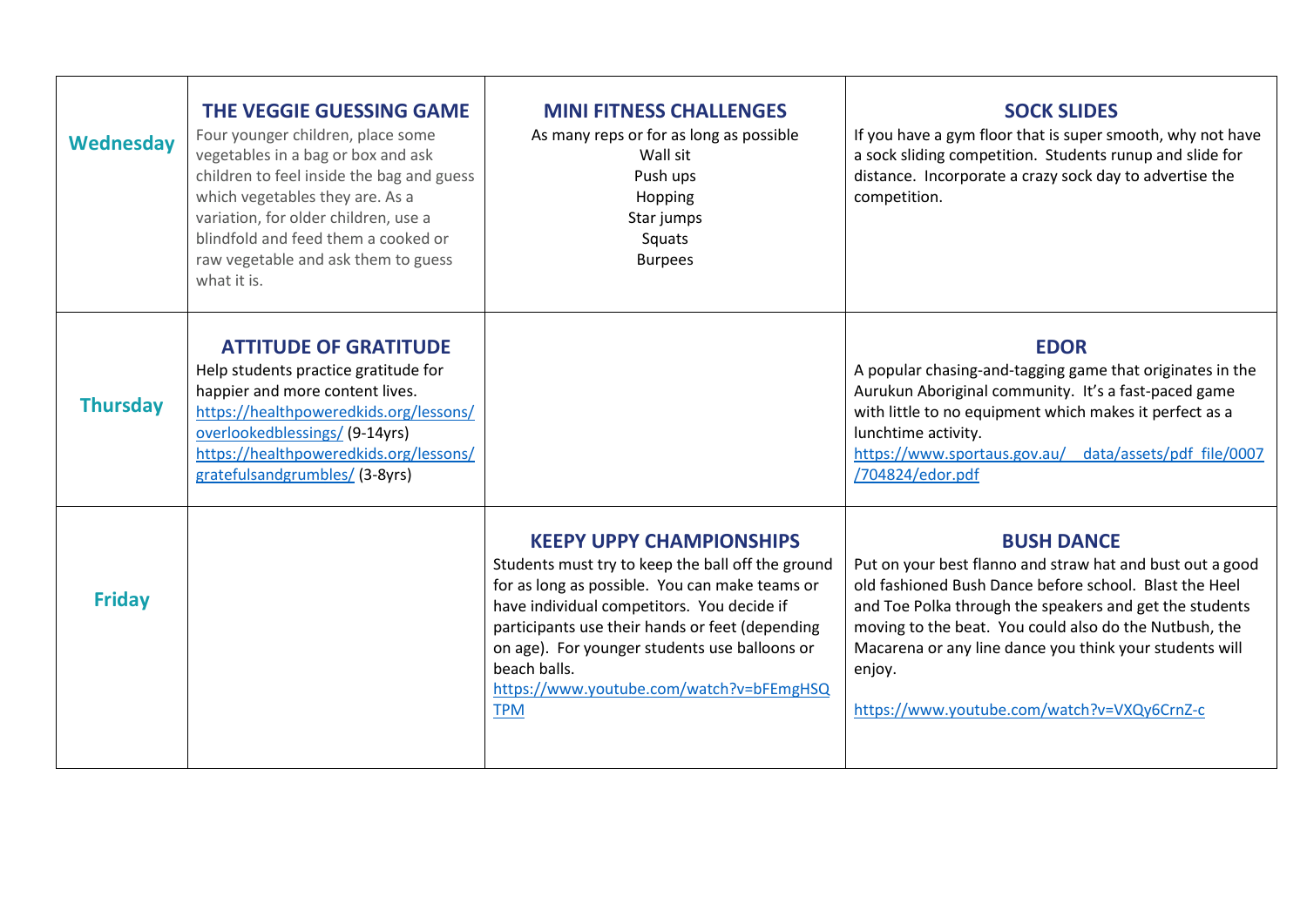| | | | |
|---|---|---|---|
| **Wednesday** | **THE VEGGIE GUESSING GAME**<br>Four younger children, place some vegetables in a bag or box and ask children to feel inside the bag and guess which vegetables they are. As a variation, for older children, use a blindfold and feed them a cooked or raw vegetable and ask them to guess what it is. | **MINI FITNESS CHALLENGES**<br>As many reps or for as long as possible<br>Wall sit<br>Push ups<br>Hopping<br>Star jumps<br>Squats<br>Burpees | **SOCK SLIDES**<br>If you have a gym floor that is super smooth, why not have a sock sliding competition. Students runup and slide for distance. Incorporate a crazy sock day to advertise the competition. |
| **Thursday** | **ATTITUDE OF GRATITUDE**<br>Help students practice gratitude for happier and more content lives.<br>https://healthpoweredkids.org/lessons/overlookedblessings/ (9-14yrs)<br>https://healthpoweredkids.org/lessons/gratefulsandgrumbles/ (3-8yrs) | | **EDOR**<br>A popular chasing-and-tagging game that originates in the Aurukun Aboriginal community. It's a fast-paced game with little to no equipment which makes it perfect as a lunchtime activity.<br>https://www.sportaus.gov.au/__data/assets/pdf_file/0007/704824/edor.pdf |
| **Friday** | | **KEEPY UPPY CHAMPIONSHIPS**<br>Students must try to keep the ball off the ground for as long as possible. You can make teams or have individual competitors. You decide if participants use their hands or feet (depending on age). For younger students use balloons or beach balls.<br>https://www.youtube.com/watch?v=bFEmgHSQTPM | **BUSH DANCE**<br>Put on your best flanno and straw hat and bust out a good old fashioned Bush Dance before school. Blast the Heel and Toe Polka through the speakers and get the students moving to the beat. You could also do the Nutbush, the Macarena or any line dance you think your students will enjoy.<br><br>https://www.youtube.com/watch?v=VXQy6CrnZ-c |